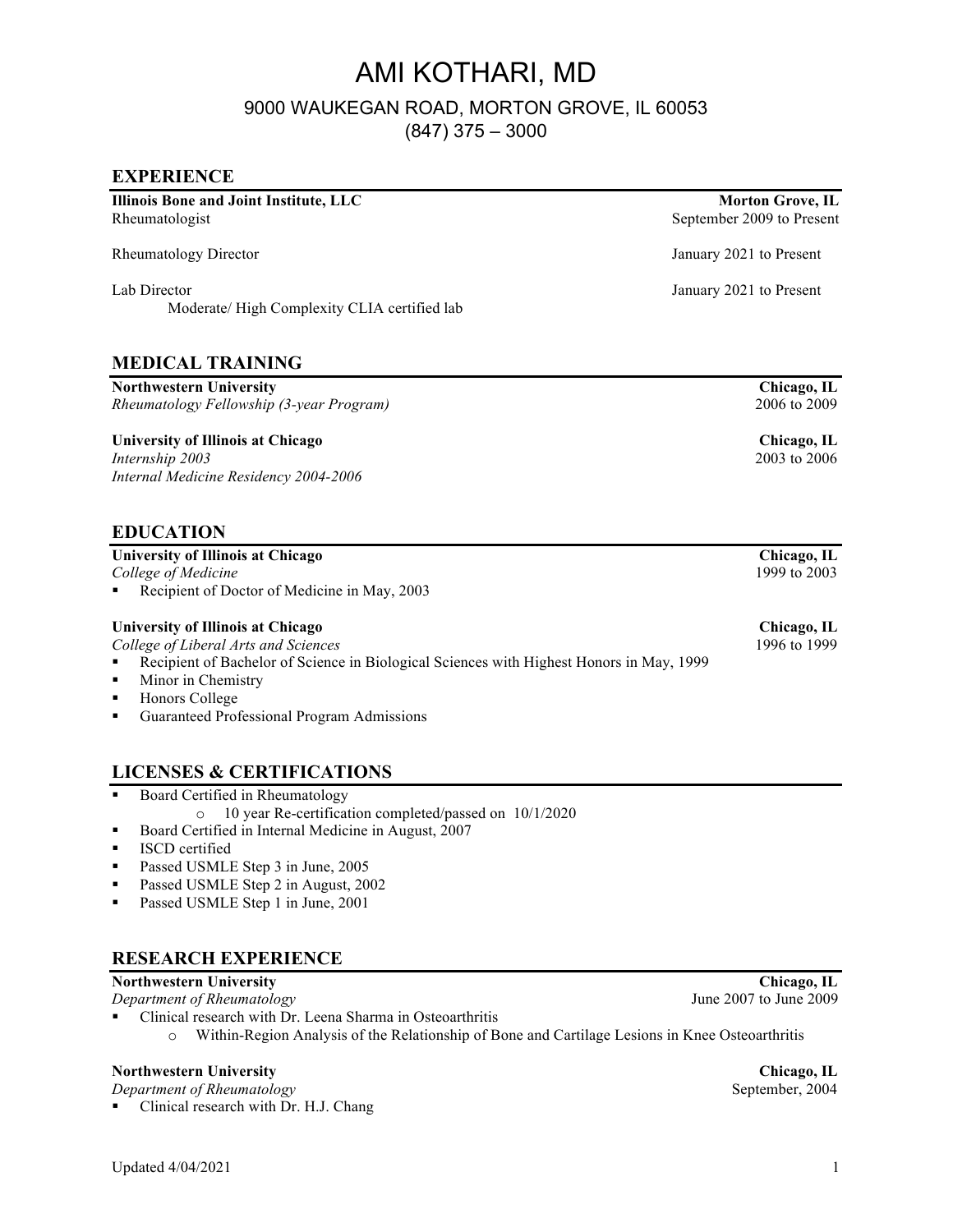# AMI KOTHARI, MD

9000 WAUKEGAN ROAD, MORTON GROVE, IL 60053
(847) 375 – 3000

## EXPERIENCE

**Illinois Bone and Joint Institute, LLC** — **Morton Grove, IL**
Rheumatologist — September 2009 to Present

Rheumatology Director — January 2021 to Present

Lab Director — January 2021 to Present
Moderate/ High Complexity CLIA certified lab

## MEDICAL TRAINING

**Northwestern University** — **Chicago, IL**
*Rheumatology Fellowship (3-year Program)* — 2006 to 2009

**University of Illinois at Chicago** — **Chicago, IL**
*Internship 2003* — 2003 to 2006
*Internal Medicine Residency 2004-2006*

## EDUCATION

**University of Illinois at Chicago** — **Chicago, IL**
*College of Medicine* — 1999 to 2003

- Recipient of Doctor of Medicine in May, 2003

**University of Illinois at Chicago** — **Chicago, IL**
*College of Liberal Arts and Sciences* — 1996 to 1999

- Recipient of Bachelor of Science in Biological Sciences with Highest Honors in May, 1999
- Minor in Chemistry
- Honors College
- Guaranteed Professional Program Admissions

## LICENSES & CERTIFICATIONS

- Board Certified in Rheumatology
  - 10 year Re-certification completed/passed on 10/1/2020
- Board Certified in Internal Medicine in August, 2007
- ISCD certified
- Passed USMLE Step 3 in June, 2005
- Passed USMLE Step 2 in August, 2002
- Passed USMLE Step 1 in June, 2001

## RESEARCH EXPERIENCE

**Northwestern University** — **Chicago, IL**
*Department of Rheumatology* — June 2007 to June 2009

- Clinical research with Dr. Leena Sharma in Osteoarthritis
  - Within-Region Analysis of the Relationship of Bone and Cartilage Lesions in Knee Osteoarthritis

**Northwestern University** — **Chicago, IL**
*Department of Rheumatology* — September, 2004

- Clinical research with Dr. H.J. Chang

Updated 4/04/2021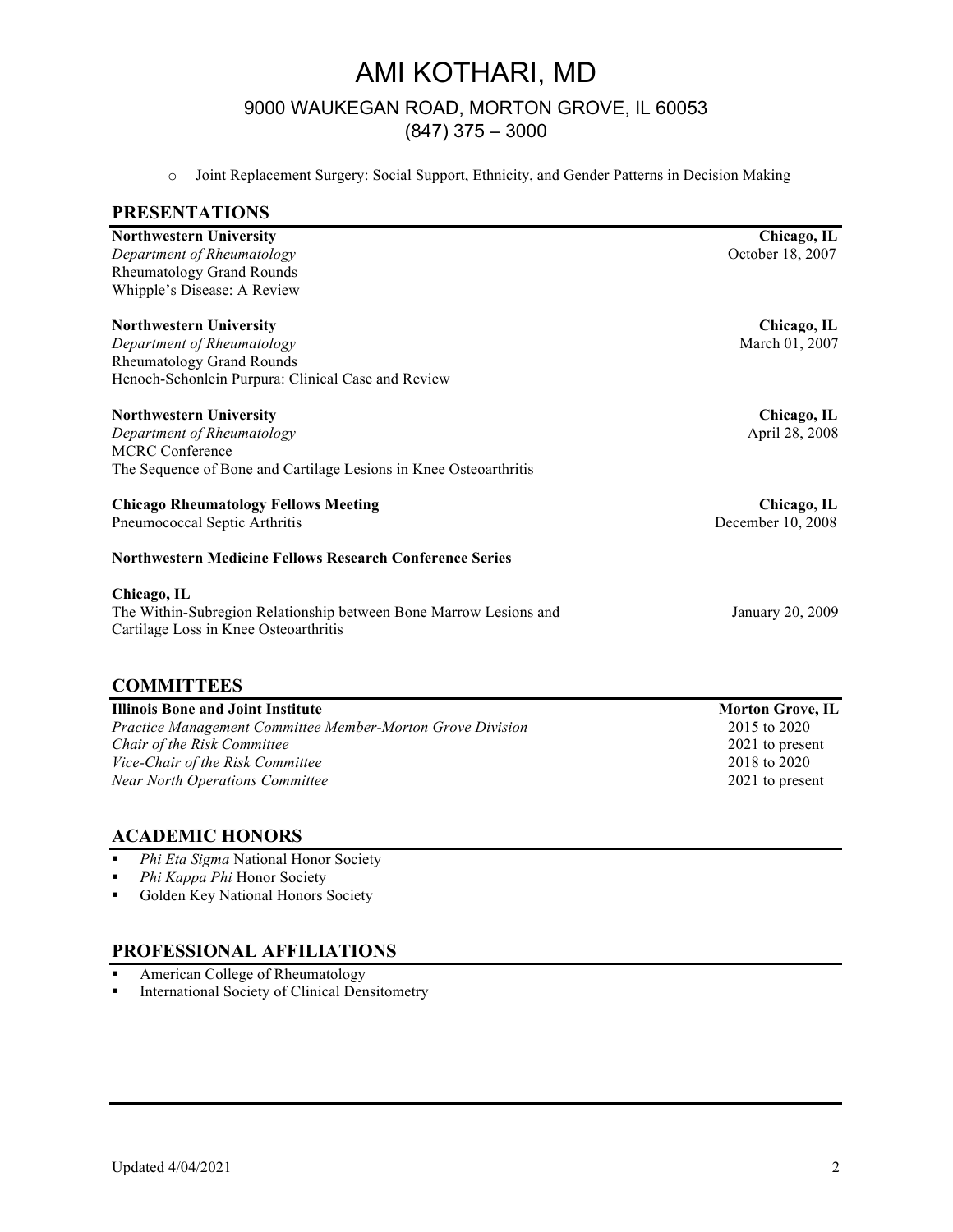- Joint Replacement Surgery: Social Support, Ethnicity, and Gender Patterns in Decision Making

## PRESENTATIONS

**Northwestern University** — **Chicago, IL**
*Department of Rheumatology* — October 18, 2007
Rheumatology Grand Rounds
Whipple's Disease: A Review

**Northwestern University** — **Chicago, IL**
*Department of Rheumatology* — March 01, 2007
Rheumatology Grand Rounds
Henoch-Schonlein Purpura: Clinical Case and Review

**Northwestern University** — **Chicago, IL**
*Department of Rheumatology* — April 28, 2008
MCRC Conference
The Sequence of Bone and Cartilage Lesions in Knee Osteoarthritis

**Chicago Rheumatology Fellows Meeting** — **Chicago, IL**
Pneumococcal Septic Arthritis — December 10, 2008

**Northwestern Medicine Fellows Research Conference Series**

**Chicago, IL**
The Within-Subregion Relationship between Bone Marrow Lesions and Cartilage Loss in Knee Osteoarthritis — January 20, 2009

## COMMITTEES

**Illinois Bone and Joint Institute** — **Morton Grove, IL**
*Practice Management Committee Member-Morton Grove Division* — 2015 to 2020
*Chair of the Risk Committee* — 2021 to present
*Vice-Chair of the Risk Committee* — 2018 to 2020
*Near North Operations Committee* — 2021 to present

## ACADEMIC HONORS

- *Phi Eta Sigma* National Honor Society
- *Phi Kappa Phi* Honor Society
- Golden Key National Honors Society

## PROFESSIONAL AFFILIATIONS

- American College of Rheumatology
- International Society of Clinical Densitometry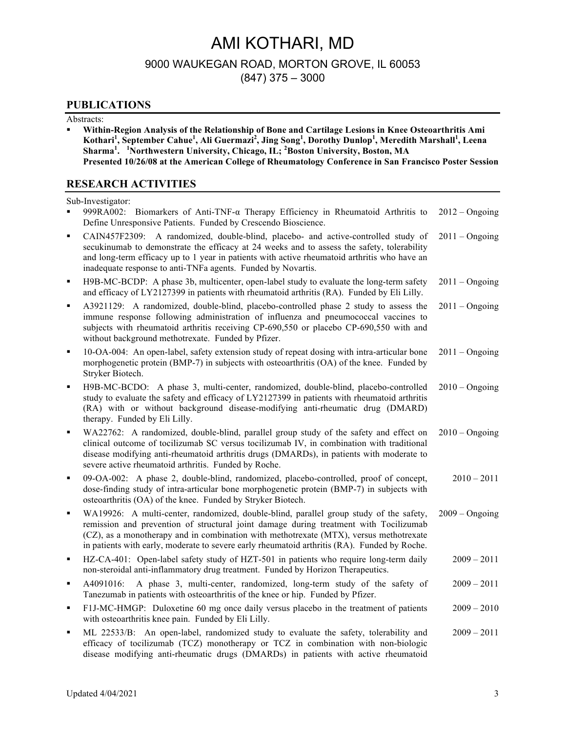# AMI KOTHARI, MD

9000 WAUKEGAN ROAD, MORTON GROVE, IL 60053
(847) 375 – 3000

## PUBLICATIONS

Abstracts:

- **Within-Region Analysis of the Relationship of Bone and Cartilage Lesions in Knee Osteoarthritis Ami Kothari[1], September Cahue[1], Ali Guermazi[2], Jing Song[1], Dorothy Dunlop[1], Meredith Marshall[1], Leena Sharma[1]. [1]Northwestern University, Chicago, IL; [2]Boston University, Boston, MA Presented 10/26/08 at the American College of Rheumatology Conference in San Francisco Poster Session**

## RESEARCH ACTIVITIES

Sub-Investigator:

- 999RA002: Biomarkers of Anti-TNF-α Therapy Efficiency in Rheumatoid Arthritis to Define Unresponsive Patients. Funded by Crescendo Bioscience. — 2012 – Ongoing
- CAIN457F2309: A randomized, double-blind, placebo- and active-controlled study of secukinumab to demonstrate the efficacy at 24 weeks and to assess the safety, tolerability and long-term efficacy up to 1 year in patients with active rheumatoid arthritis who have an inadequate response to anti-TNFa agents. Funded by Novartis. — 2011 – Ongoing
- H9B-MC-BCDP: A phase 3b, multicenter, open-label study to evaluate the long-term safety and efficacy of LY2127399 in patients with rheumatoid arthritis (RA). Funded by Eli Lilly. — 2011 – Ongoing
- A3921129: A randomized, double-blind, placebo-controlled phase 2 study to assess the immune response following administration of influenza and pneumococcal vaccines to subjects with rheumatoid arthritis receiving CP-690,550 or placebo CP-690,550 with and without background methotrexate. Funded by Pfizer. — 2011 – Ongoing
- 10-OA-004: An open-label, safety extension study of repeat dosing with intra-articular bone morphogenetic protein (BMP-7) in subjects with osteoarthritis (OA) of the knee. Funded by Stryker Biotech. — 2011 – Ongoing
- H9B-MC-BCDO: A phase 3, multi-center, randomized, double-blind, placebo-controlled study to evaluate the safety and efficacy of LY2127399 in patients with rheumatoid arthritis (RA) with or without background disease-modifying anti-rheumatic drug (DMARD) therapy. Funded by Eli Lilly. — 2010 – Ongoing
- WA22762: A randomized, double-blind, parallel group study of the safety and effect on clinical outcome of tocilizumab SC versus tocilizumab IV, in combination with traditional disease modifying anti-rheumatic drugs (DMARDs), in patients with moderate to severe active rheumatoid arthritis. Funded by Roche. — 2010 – Ongoing
- 09-OA-002: A phase 2, double-blind, randomized, placebo-controlled, proof of concept, dose-finding study of intra-articular bone morphogenetic protein (BMP-7) in subjects with osteoarthritis (OA) of the knee. Funded by Stryker Biotech. — 2010 – 2011
- WA19926: A multi-center, randomized, double-blind, parallel group study of the safety, remission and prevention of structural joint damage during treatment with Tocilizumab (CZ), as a monotherapy and in combination with methotrexate (MTX), versus methotrexate in patients with early, moderate to severe early rheumatoid arthritis (RA). Funded by Roche. — 2009 – Ongoing
- HZ-CA-401: Open-label safety study of HZT-501 in patients who require long-term daily non-steroidal anti-inflammatory drug treatment. Funded by Horizon Therapeutics. — 2009 – 2011
- A4091016: A phase 3, multi-center, randomized, long-term study of the safety of Tanezumab in patients with osteoarthritis of the knee or hip. Funded by Pfizer. — 2009 – 2011
- F1J-MC-HMGP: Duloxetine 60 mg once daily versus placebo in the treatment of patients with osteoarthritis knee pain. Funded by Eli Lilly. — 2009 – 2010
- ML 22533/B: An open-label, randomized study to evaluate the safety, tolerability and efficacy of tocilizumab (TCZ) monotherapy or TCZ in combination with non-biologic disease modifying anti-rheumatic drugs (DMARDs) in patients with active rheumatoid — 2009 – 2011

Updated 4/04/2021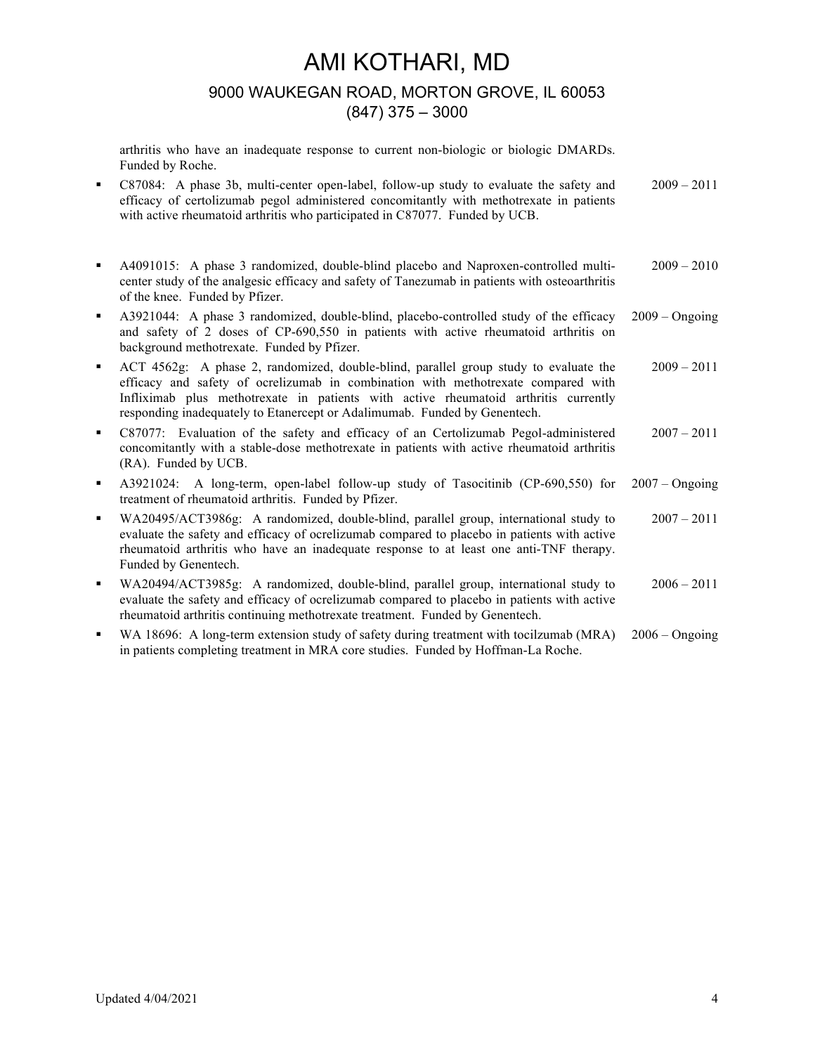arthritis who have an inadequate response to current non-biologic or biologic DMARDs. Funded by Roche.

- C87084: A phase 3b, multi-center open-label, follow-up study to evaluate the safety and efficacy of certolizumab pegol administered concomitantly with methotrexate in patients with active rheumatoid arthritis who participated in C87077. Funded by UCB. 2009 – 2011
- A4091015: A phase 3 randomized, double-blind placebo and Naproxen-controlled multi-center study of the analgesic efficacy and safety of Tanezumab in patients with osteoarthritis of the knee. Funded by Pfizer. 2009 – 2010
- A3921044: A phase 3 randomized, double-blind, placebo-controlled study of the efficacy and safety of 2 doses of CP-690,550 in patients with active rheumatoid arthritis on background methotrexate. Funded by Pfizer. 2009 – Ongoing
- ACT 4562g: A phase 2, randomized, double-blind, parallel group study to evaluate the efficacy and safety of ocrelizumab in combination with methotrexate compared with Infliximab plus methotrexate in patients with active rheumatoid arthritis currently responding inadequately to Etanercept or Adalimumab. Funded by Genentech. 2009 – 2011
- C87077: Evaluation of the safety and efficacy of an Certolizumab Pegol-administered concomitantly with a stable-dose methotrexate in patients with active rheumatoid arthritis (RA). Funded by UCB. 2007 – 2011
- A3921024: A long-term, open-label follow-up study of Tasocitinib (CP-690,550) for treatment of rheumatoid arthritis. Funded by Pfizer. 2007 – Ongoing
- WA20495/ACT3986g: A randomized, double-blind, parallel group, international study to evaluate the safety and efficacy of ocrelizumab compared to placebo in patients with active rheumatoid arthritis who have an inadequate response to at least one anti-TNF therapy. Funded by Genentech. 2007 – 2011
- WA20494/ACT3985g: A randomized, double-blind, parallel group, international study to evaluate the safety and efficacy of ocrelizumab compared to placebo in patients with active rheumatoid arthritis continuing methotrexate treatment. Funded by Genentech. 2006 – 2011
- WA 18696: A long-term extension study of safety during treatment with tocilzumab (MRA) in patients completing treatment in MRA core studies. Funded by Hoffman-La Roche. 2006 – Ongoing